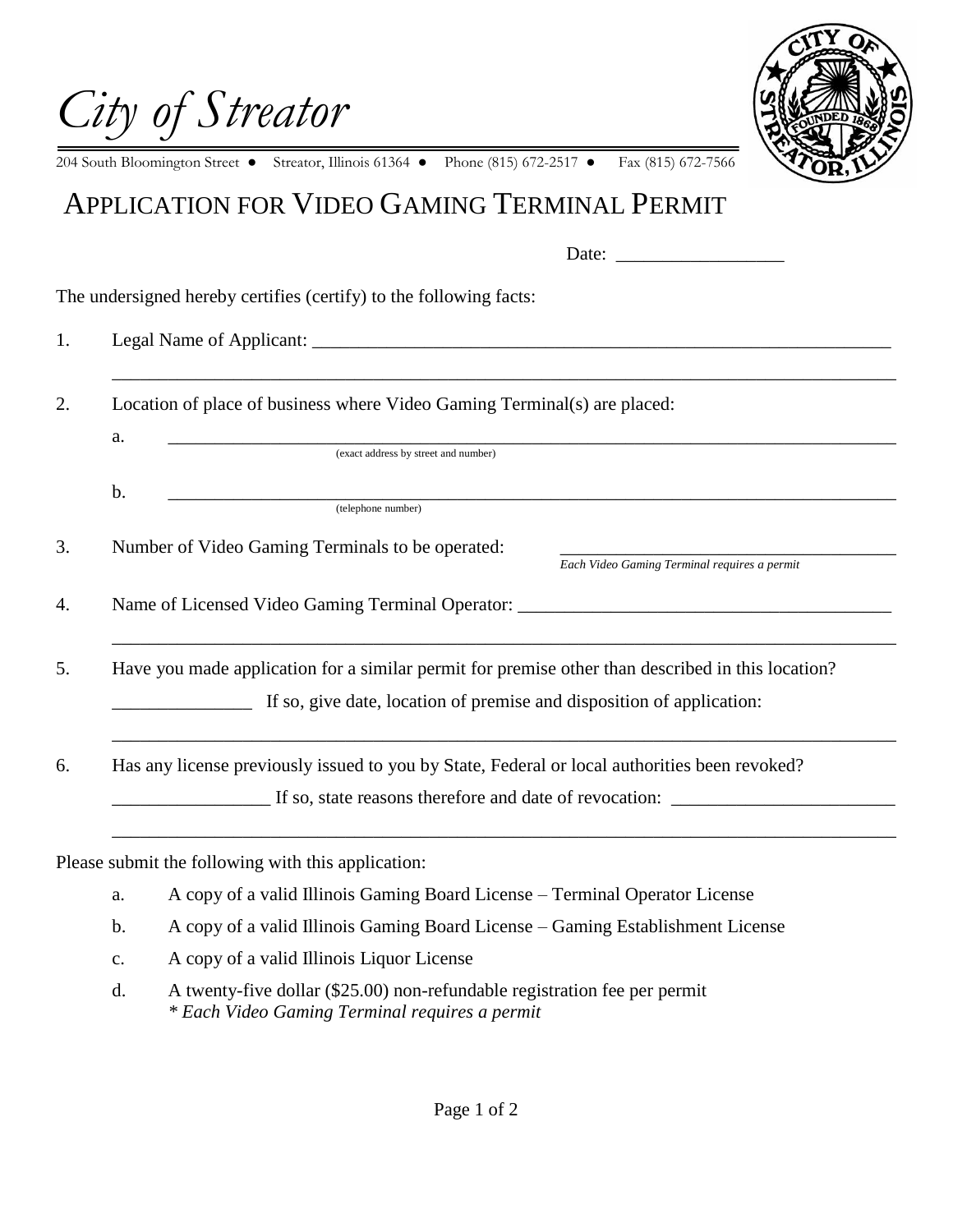# City of Streator

204 South Bloomington Street ● Streator, Illinois 61364 ● Phone (815) 672-2517 ● Fax (815) 672-7566

## APPLICATION FOR VIDEO GAMING TERMINAL PERMIT

Date: ____________________

The undersigned hereby certifies (certify) to the following facts:

1. Legal Name of Applicant: ____________________________________________

   ____________________________________________

2. Location of place of business where Video Gaming Terminal(s) are placed:

   a. ____________________________________________
      (exact address by street and number)

   b. ____________________________________________
      (telephone number)

3. Number of Video Gaming Terminals to be operated: ____________________
   *Each Video Gaming Terminal requires a permit*

4. Name of Licensed Video Gaming Terminal Operator: ____________________________________________

   ____________________________________________

5. Have you made application for a similar permit for premise other than described in this location?

   ________________ If so, give date, location of premise and disposition of application:

   ____________________________________________

6. Has any license previously issued to you by State, Federal or local authorities been revoked?

   __________________ If so, state reasons therefore and date of revocation: ____________________

   ____________________________________________

Please submit the following with this application:

a. A copy of a valid Illinois Gaming Board License – Terminal Operator License

b. A copy of a valid Illinois Gaming Board License – Gaming Establishment License

c. A copy of a valid Illinois Liquor License

d. A twenty-five dollar ($25.00) non-refundable registration fee per permit
   *\* Each Video Gaming Terminal requires a permit*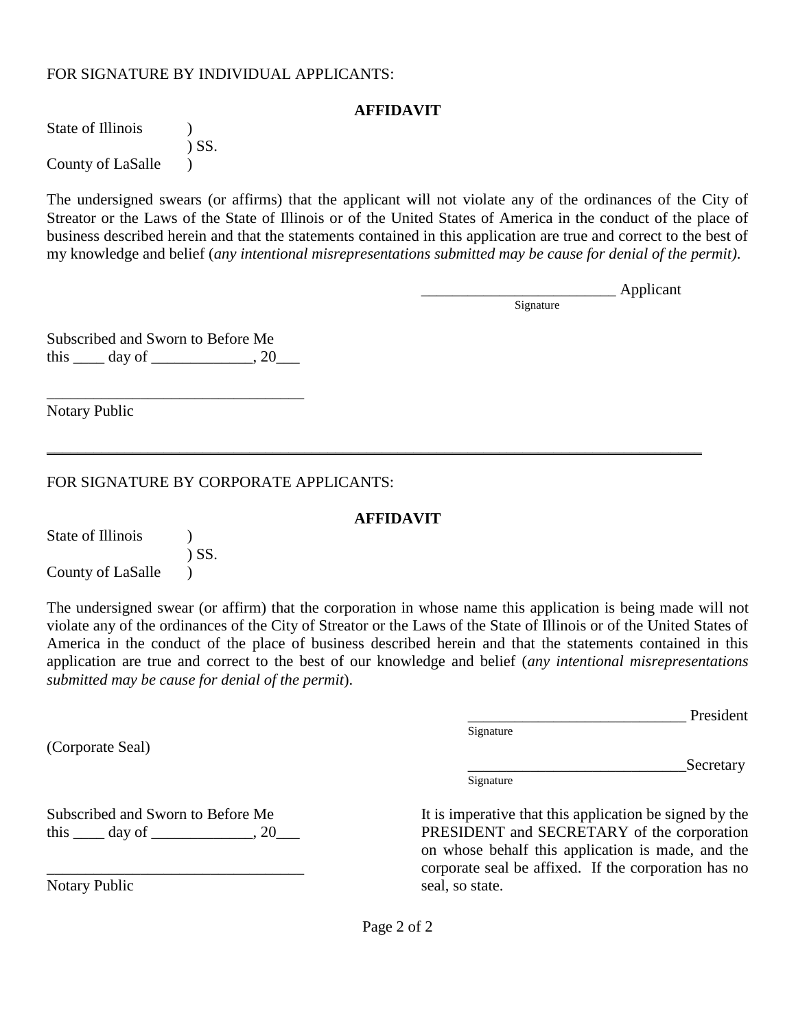FOR SIGNATURE BY INDIVIDUAL APPLICANTS:

**AFFIDAVIT**

State of Illinois )
) SS.
County of LaSalle )

The undersigned swears (or affirms) that the applicant will not violate any of the ordinances of the City of Streator or the Laws of the State of Illinois or of the United States of America in the conduct of the place of business described herein and that the statements contained in this application are true and correct to the best of my knowledge and belief (*any intentional misrepresentations submitted may be cause for denial of the permit)*.

_________________________ Applicant
Signature

Subscribed and Sworn to Before Me
this ____ day of _____________, 20___

_________________________________
Notary Public

---

FOR SIGNATURE BY CORPORATE APPLICANTS:

**AFFIDAVIT**

State of Illinois )
) SS.
County of LaSalle )

The undersigned swear (or affirm) that the corporation in whose name this application is being made will not violate any of the ordinances of the City of Streator or the Laws of the State of Illinois or of the United States of America in the conduct of the place of business described herein and that the statements contained in this application are true and correct to the best of our knowledge and belief (*any intentional misrepresentations submitted may be cause for denial of the permit*).

____________________________ President
Signature

(Corporate Seal)

____________________________Secretary
Signature

Subscribed and Sworn to Before Me
this ____ day of _____________, 20___

_________________________________
Notary Public

It is imperative that this application be signed by the PRESIDENT and SECRETARY of the corporation on whose behalf this application is made, and the corporate seal be affixed. If the corporation has no seal, so state.